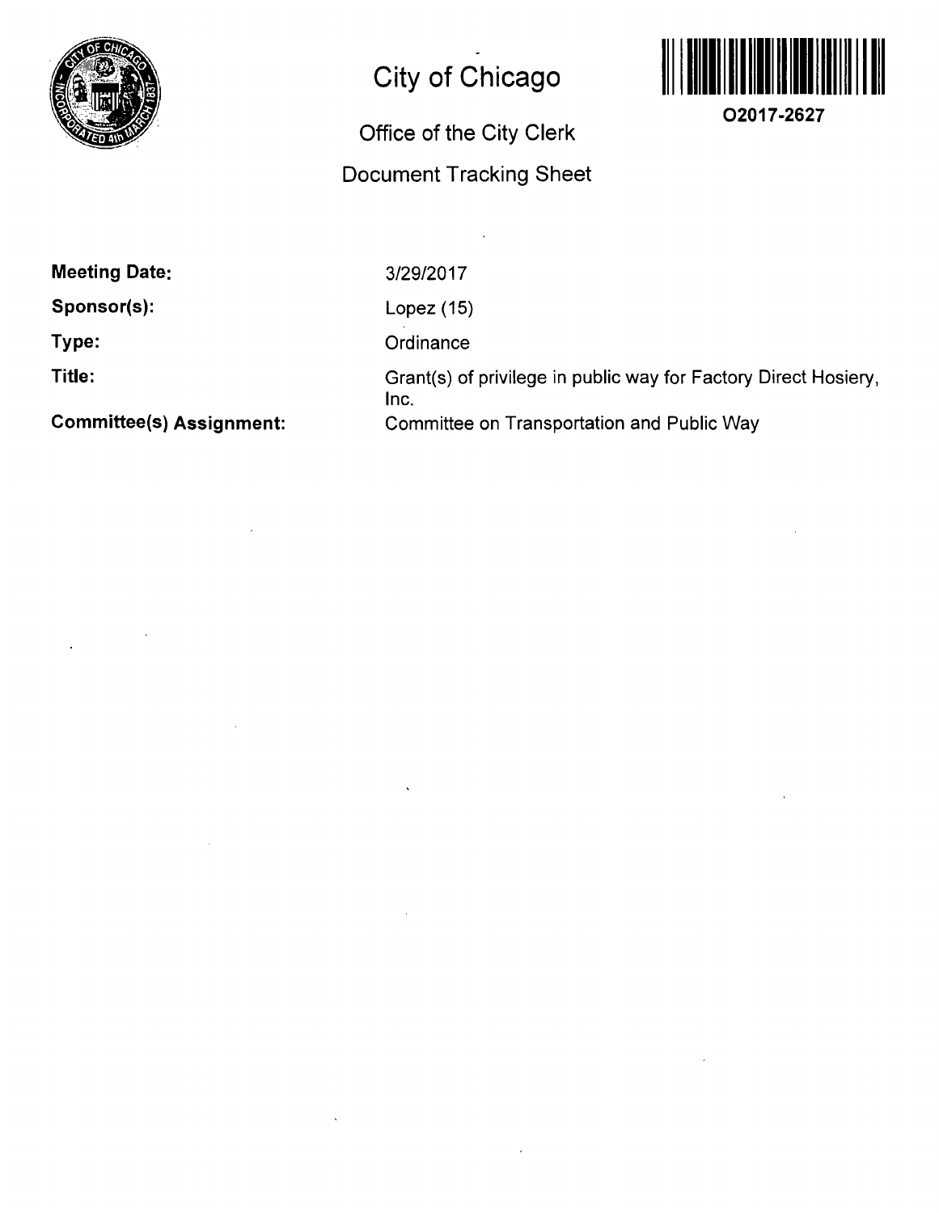# City of Chicago

## Office of the City Clerk

## Document Tracking Sheet

O2017-2627

| | |
|---|---|
| **Meeting Date:** | 3/29/2017 |
| **Sponsor(s):** | Lopez (15) |
| **Type:** | Ordinance |
| **Title:** | Grant(s) of privilege in public way for Factory Direct Hosiery, Inc. |
| **Committee(s) Assignment:** | Committee on Transportation and Public Way |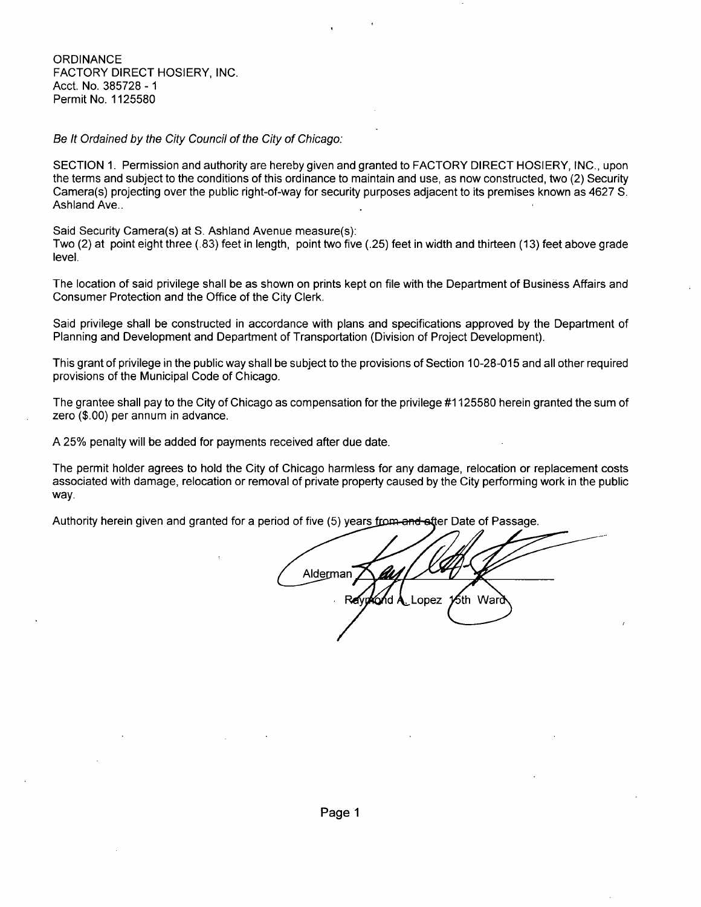ORDINANCE
FACTORY DIRECT HOSIERY, INC.
Acct. No. 385728 - 1
Permit No. 1125580

*Be It Ordained by the City Council of the City of Chicago:*

SECTION 1. Permission and authority are hereby given and granted to FACTORY DIRECT HOSIERY, INC., upon the terms and subject to the conditions of this ordinance to maintain and use, as now constructed, two (2) Security Camera(s) projecting over the public right-of-way for security purposes adjacent to its premises known as 4627 S. Ashland Ave..

Said Security Camera(s) at S. Ashland Avenue measure(s):
Two (2) at point eight three (.83) feet in length, point two five (.25) feet in width and thirteen (13) feet above grade level.

The location of said privilege shall be as shown on prints kept on file with the Department of Business Affairs and Consumer Protection and the Office of the City Clerk.

Said privilege shall be constructed in accordance with plans and specifications approved by the Department of Planning and Development and Department of Transportation (Division of Project Development).

This grant of privilege in the public way shall be subject to the provisions of Section 10-28-015 and all other required provisions of the Municipal Code of Chicago.

The grantee shall pay to the City of Chicago as compensation for the privilege #1125580 herein granted the sum of zero ($.00) per annum in advance.

A 25% penalty will be added for payments received after due date.

The permit holder agrees to hold the City of Chicago harmless for any damage, relocation or replacement costs associated with damage, relocation or removal of private property caused by the City performing work in the public way.

Authority herein given and granted for a period of five (5) years ~~from and~~ after Date of Passage.

Alderman
Raymond A. Lopez 15th Ward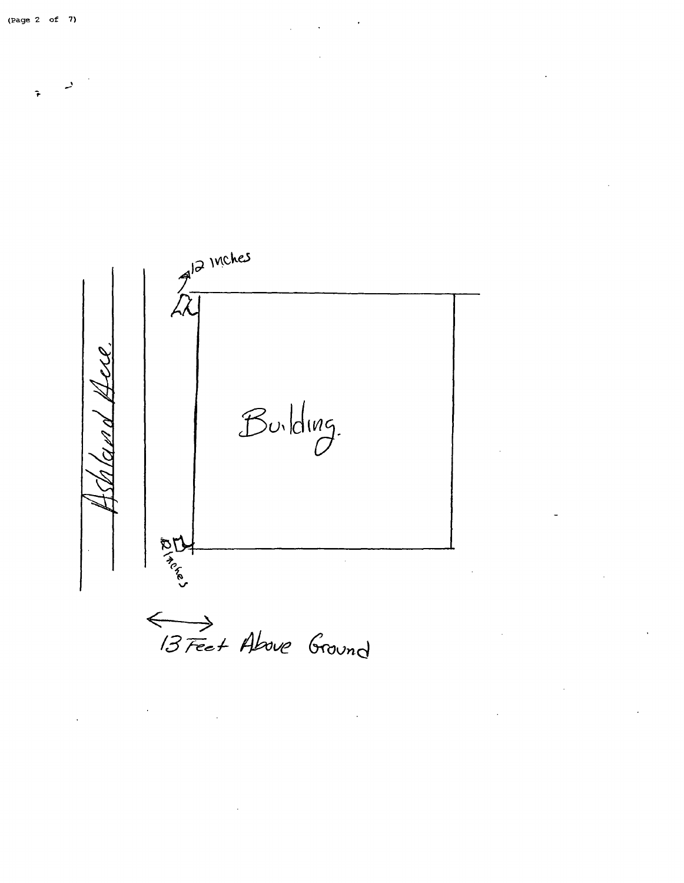12 inches

Ashland Ave.

Building.

12 Inches

13 Feet Above Ground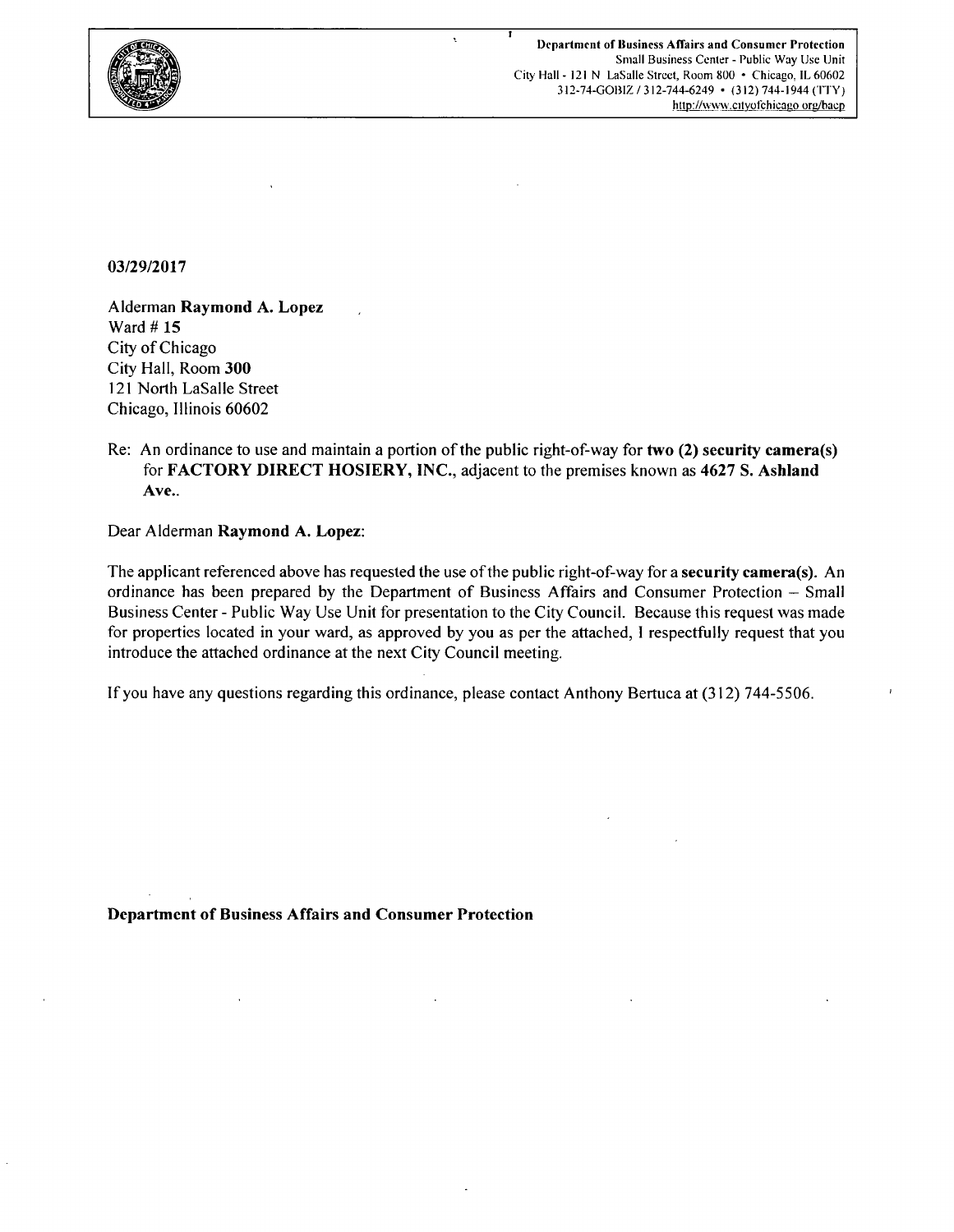**Department of Business Affairs and Consumer Protection**
Small Business Center - Public Way Use Unit
City Hall - 121 N LaSalle Street, Room 800 • Chicago, IL 60602
312-74-GOBIZ / 312-744-6249 • (312) 744-1944 (TTY)
http://www.cityofchicago.org/bacp

**03/29/2017**

Alderman **Raymond A. Lopez**
Ward # **15**
City of Chicago
City Hall, Room **300**
121 North LaSalle Street
Chicago, Illinois 60602

Re: An ordinance to use and maintain a portion of the public right-of-way for **two (2) security camera(s)** for **FACTORY DIRECT HOSIERY, INC.**, adjacent to the premises known as **4627 S. Ashland Ave.**.

Dear Alderman **Raymond A. Lopez**:

The applicant referenced above has requested the use of the public right-of-way for a **security camera(s)**. An ordinance has been prepared by the Department of Business Affairs and Consumer Protection – Small Business Center - Public Way Use Unit for presentation to the City Council. Because this request was made for properties located in your ward, as approved by you as per the attached, I respectfully request that you introduce the attached ordinance at the next City Council meeting.

If you have any questions regarding this ordinance, please contact Anthony Bertuca at (312) 744-5506.

**Department of Business Affairs and Consumer Protection**